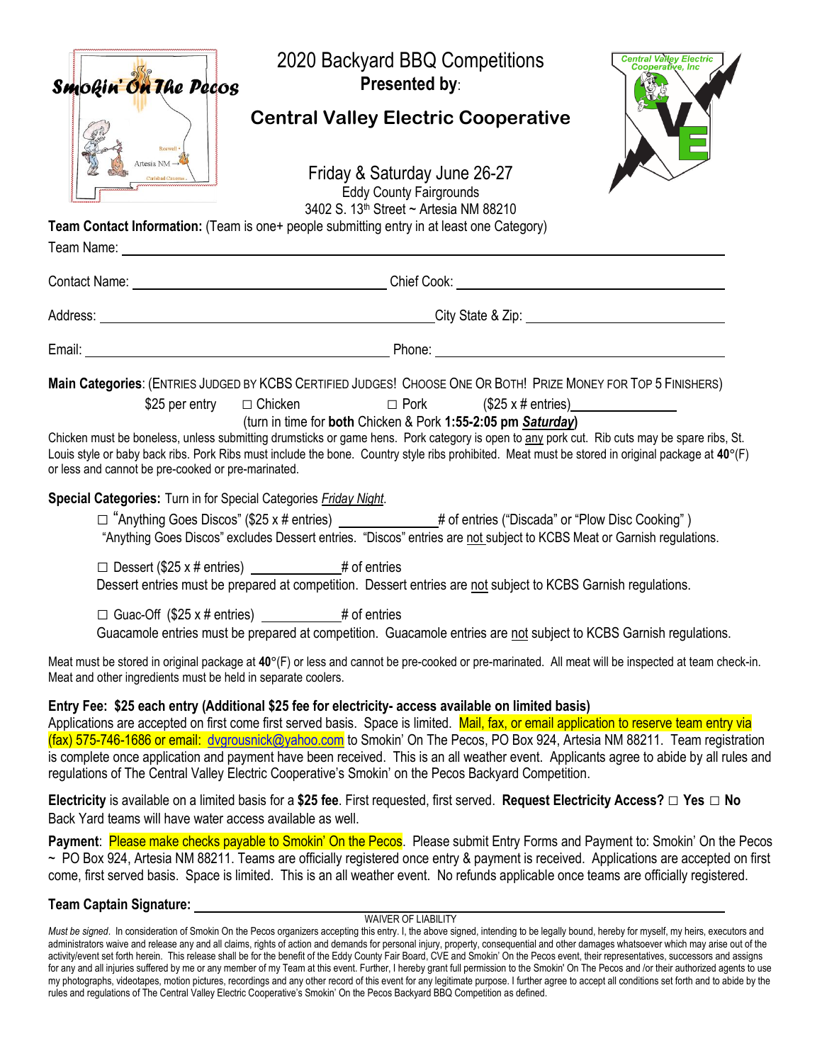Smokin' On The Pecos

# 2020 Backyard BBQ Competitions

**Presented by**:

## Central Valley Electric Cooperative

Central Valley Electric Cooperative, Inc

Friday & Saturday June 26-27
Eddy County Fairgrounds
3402 S. 13th Street ~ Artesia NM 88210

**Team Contact Information:** (Team is one+ people submitting entry in at least one Category)

Team Name: ______________________________________________

Contact Name: ______________________ Chief Cook: ______________________

Address: ______________________ City State & Zip: ______________________

Email: ______________________ Phone: ______________________

**Main Categories**: (ENTRIES JUDGED BY KCBS CERTIFIED JUDGES! CHOOSE ONE OR BOTH! PRIZE MONEY FOR TOP 5 FINISHERS)

$25 per entry ☐ Chicken ☐ Pork ($25 x # entries)______________

(turn in time for **both** Chicken & Pork **1:55-2:05 pm *Saturday***)

Chicken must be boneless, unless submitting drumsticks or game hens. Pork category is open to any pork cut. Rib cuts may be spare ribs, St. Louis style or baby back ribs. Pork Ribs must include the bone. Country style ribs prohibited. Meat must be stored in original package at **40°**(F) or less and cannot be pre-cooked or pre-marinated.

**Special Categories:** Turn in for Special Categories *Friday Night*.

☐ "Anything Goes Discos" ($25 x # entries) ______________# of entries ("Discada" or "Plow Disc Cooking" )
"Anything Goes Discos" excludes Dessert entries. "Discos" entries are not subject to KCBS Meat or Garnish regulations.

☐ Dessert ($25 x # entries) ______________# of entries
Dessert entries must be prepared at competition. Dessert entries are not subject to KCBS Garnish regulations.

☐ Guac-Off ($25 x # entries) ______________# of entries
Guacamole entries must be prepared at competition. Guacamole entries are not subject to KCBS Garnish regulations.

Meat must be stored in original package at **40°**(F) or less and cannot be pre-cooked or pre-marinated. All meat will be inspected at team check-in. Meat and other ingredients must be held in separate coolers.

**Entry Fee: $25 each entry (Additional $25 fee for electricity- access available on limited basis)**
Applications are accepted on first come first served basis. Space is limited. Mail, fax, or email application to reserve team entry via (fax) 575-746-1686 or email: dvgrousnick@yahoo.com to Smokin' On The Pecos, PO Box 924, Artesia NM 88211. Team registration is complete once application and payment have been received. This is an all weather event. Applicants agree to abide by all rules and regulations of The Central Valley Electric Cooperative's Smokin' on the Pecos Backyard Competition.

**Electricity** is available on a limited basis for a **$25 fee**. First requested, first served. **Request Electricity Access? ☐ Yes ☐ No**
Back Yard teams will have water access available as well.

**Payment**: Please make checks payable to Smokin' On the Pecos. Please submit Entry Forms and Payment to: Smokin' On the Pecos ~ PO Box 924, Artesia NM 88211. Teams are officially registered once entry & payment is received. Applications are accepted on first come, first served basis. Space is limited. This is an all weather event. No refunds applicable once teams are officially registered.

**Team Captain Signature:** ______________________________________________

WAIVER OF LIABILITY

*Must be signed*. In consideration of Smokin On the Pecos organizers accepting this entry. I, the above signed, intending to be legally bound, hereby for myself, my heirs, executors and administrators waive and release any and all claims, rights of action and demands for personal injury, property, consequential and other damages whatsoever which may arise out of the activity/event set forth herein. This release shall be for the benefit of the Eddy County Fair Board, CVE and Smokin' On the Pecos event, their representatives, successors and assigns for any and all injuries suffered by me or any member of my Team at this event. Further, I hereby grant full permission to the Smokin' On The Pecos and /or their authorized agents to use my photographs, videotapes, motion pictures, recordings and any other record of this event for any legitimate purpose. I further agree to accept all conditions set forth and to abide by the rules and regulations of The Central Valley Electric Cooperative's Smokin' on the Pecos Backyard BBQ Competition as defined.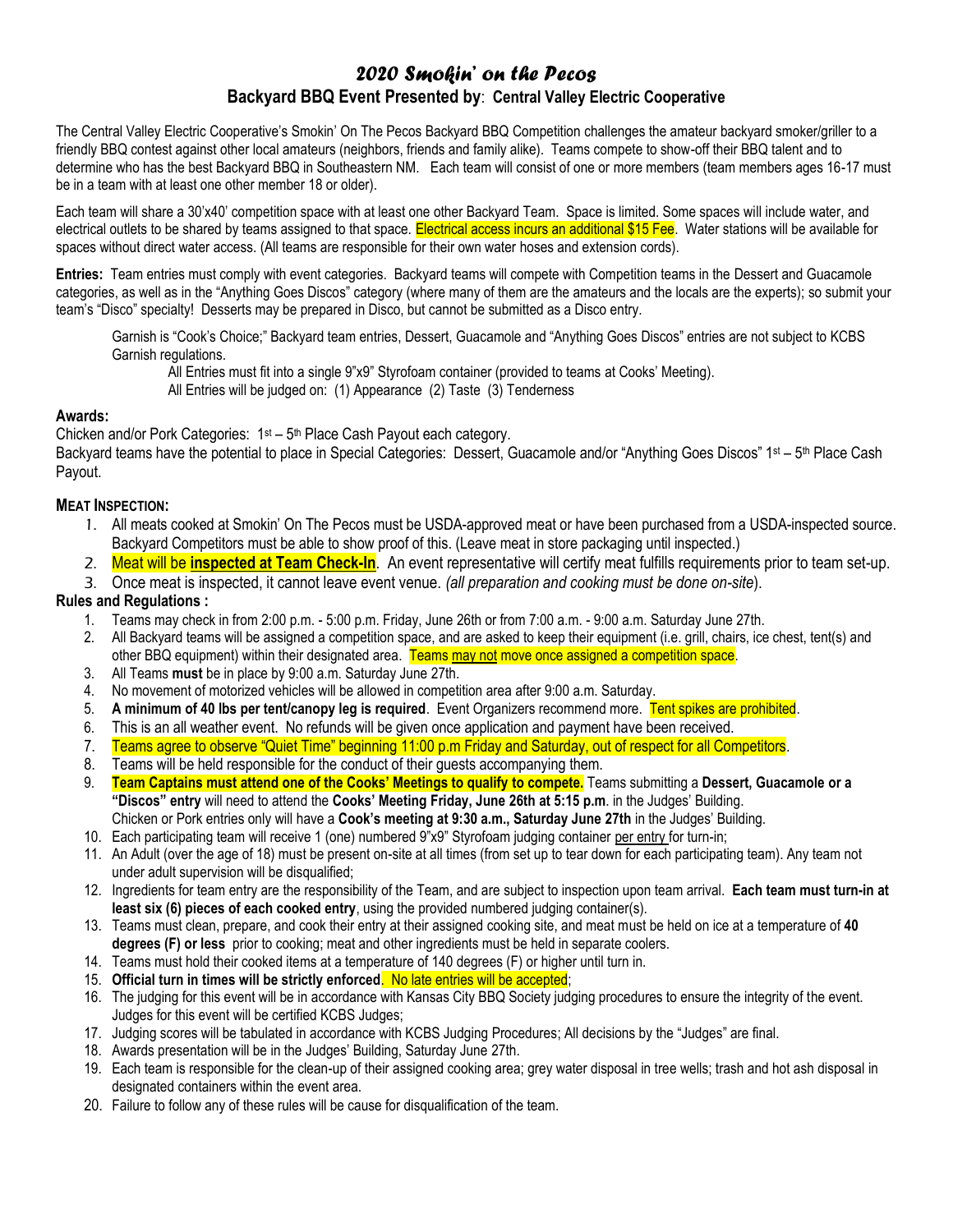# *2020 Smokin' on the Pecos*

## Backyard BBQ Event Presented by: Central Valley Electric Cooperative

The Central Valley Electric Cooperative's Smokin' On The Pecos Backyard BBQ Competition challenges the amateur backyard smoker/griller to a friendly BBQ contest against other local amateurs (neighbors, friends and family alike). Teams compete to show-off their BBQ talent and to determine who has the best Backyard BBQ in Southeastern NM. Each team will consist of one or more members (team members ages 16-17 must be in a team with at least one other member 18 or older).

Each team will share a 30'x40' competition space with at least one other Backyard Team. Space is limited. Some spaces will include water, and electrical outlets to be shared by teams assigned to that space. Electrical access incurs an additional $15 Fee. Water stations will be available for spaces without direct water access. (All teams are responsible for their own water hoses and extension cords).

**Entries:** Team entries must comply with event categories. Backyard teams will compete with Competition teams in the Dessert and Guacamole categories, as well as in the "Anything Goes Discos" category (where many of them are the amateurs and the locals are the experts); so submit your team's "Disco" specialty! Desserts may be prepared in Disco, but cannot be submitted as a Disco entry.

Garnish is "Cook's Choice;" Backyard team entries, Dessert, Guacamole and "Anything Goes Discos" entries are not subject to KCBS Garnish regulations.

All Entries must fit into a single 9"x9" Styrofoam container (provided to teams at Cooks' Meeting).

All Entries will be judged on: (1) Appearance (2) Taste (3) Tenderness

**Awards:**

Chicken and/or Pork Categories: 1st – 5th Place Cash Payout each category.

Backyard teams have the potential to place in Special Categories: Dessert, Guacamole and/or "Anything Goes Discos" 1st – 5th Place Cash Payout.

**MEAT INSPECTION:**

1. All meats cooked at Smokin' On The Pecos must be USDA-approved meat or have been purchased from a USDA-inspected source. Backyard Competitors must be able to show proof of this. (Leave meat in store packaging until inspected.)
2. Meat will be **inspected at Team Check-In**. An event representative will certify meat fulfills requirements prior to team set-up.
3. Once meat is inspected, it cannot leave event venue. *(all preparation and cooking must be done on-site)*.

**Rules and Regulations :**

1. Teams may check in from 2:00 p.m. - 5:00 p.m. Friday, June 26th or from 7:00 a.m. - 9:00 a.m. Saturday June 27th.
2. All Backyard teams will be assigned a competition space, and are asked to keep their equipment (i.e. grill, chairs, ice chest, tent(s) and other BBQ equipment) within their designated area. Teams may not move once assigned a competition space.
3. All Teams **must** be in place by 9:00 a.m. Saturday June 27th.
4. No movement of motorized vehicles will be allowed in competition area after 9:00 a.m. Saturday.
5. **A minimum of 40 lbs per tent/canopy leg is required**. Event Organizers recommend more. Tent spikes are prohibited.
6. This is an all weather event. No refunds will be given once application and payment have been received.
7. Teams agree to observe "Quiet Time" beginning 11:00 p.m Friday and Saturday, out of respect for all Competitors.
8. Teams will be held responsible for the conduct of their guests accompanying them.
9. **Team Captains must attend one of the Cooks' Meetings to qualify to compete.** Teams submitting a **Dessert, Guacamole or a "Discos" entry** will need to attend the **Cooks' Meeting Friday, June 26th at 5:15 p.m**. in the Judges' Building. Chicken or Pork entries only will have a **Cook's meeting at 9:30 a.m., Saturday June 27th** in the Judges' Building.
10. Each participating team will receive 1 (one) numbered 9"x9" Styrofoam judging container per entry for turn-in;
11. An Adult (over the age of 18) must be present on-site at all times (from set up to tear down for each participating team). Any team not under adult supervision will be disqualified;
12. Ingredients for team entry are the responsibility of the Team, and are subject to inspection upon team arrival. **Each team must turn-in at least six (6) pieces of each cooked entry**, using the provided numbered judging container(s).
13. Teams must clean, prepare, and cook their entry at their assigned cooking site, and meat must be held on ice at a temperature of **40 degrees (F) or less** prior to cooking; meat and other ingredients must be held in separate coolers.
14. Teams must hold their cooked items at a temperature of 140 degrees (F) or higher until turn in.
15. **Official turn in times will be strictly enforced**. No late entries will be accepted;
16. The judging for this event will be in accordance with Kansas City BBQ Society judging procedures to ensure the integrity of the event. Judges for this event will be certified KCBS Judges;
17. Judging scores will be tabulated in accordance with KCBS Judging Procedures; All decisions by the "Judges" are final.
18. Awards presentation will be in the Judges' Building, Saturday June 27th.
19. Each team is responsible for the clean-up of their assigned cooking area; grey water disposal in tree wells; trash and hot ash disposal in designated containers within the event area.
20. Failure to follow any of these rules will be cause for disqualification of the team.